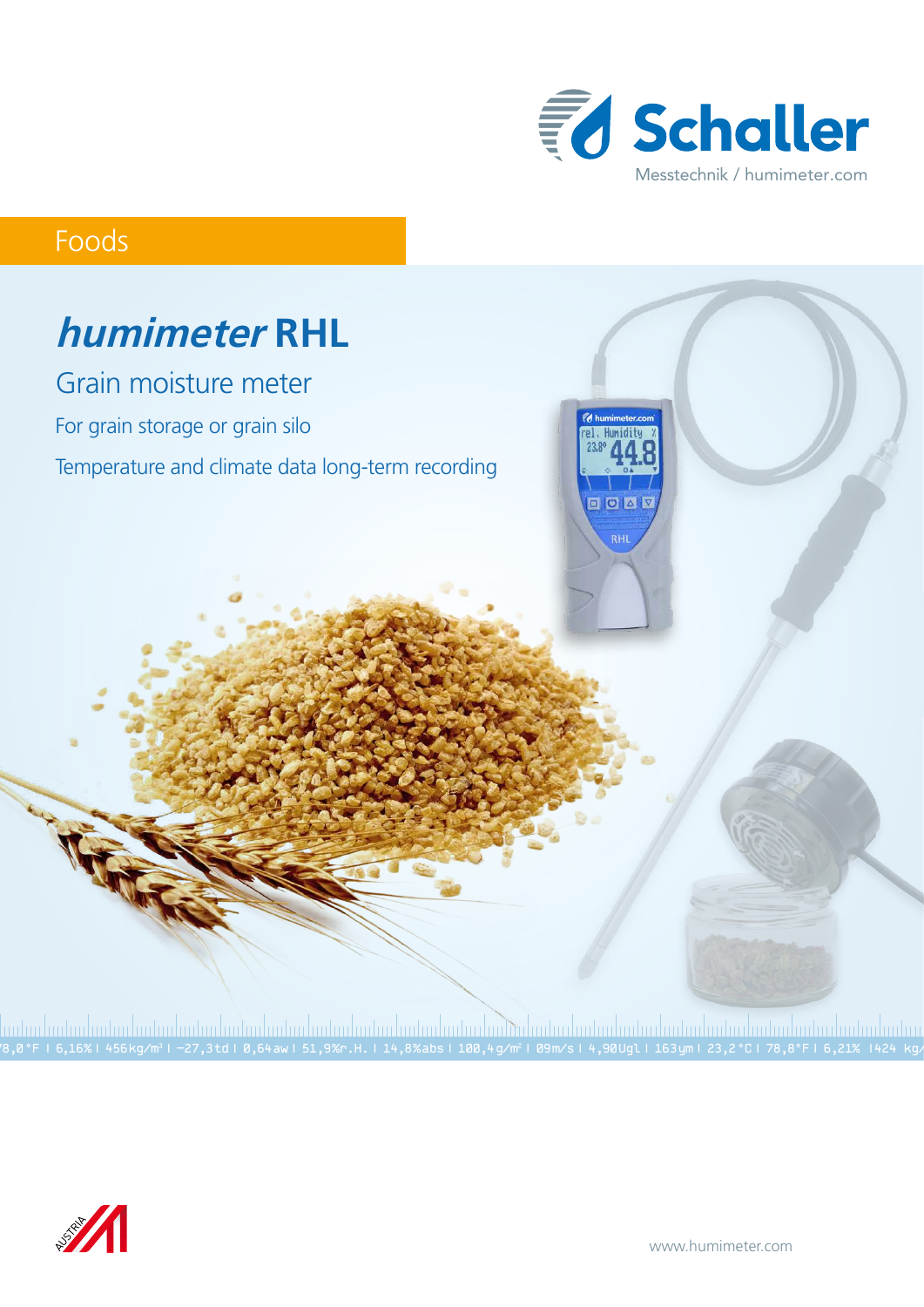Schaller

Messtechnik / humimeter.com

Foods

# *humimeter* RHL

## Grain moisture meter

For grain storage or grain silo

Temperature and climate data long-term recording

78,0°F I 6,16% I 456kg/m³ I -27,3td I 0,64aw I 51,9%r.H. I 14,8%abs I 100,4g/m² I 09m/s I 4,90Ugl I 163ym I 23,2°C I 78,8°F I 6,21% I424 kg/

www.humimeter.com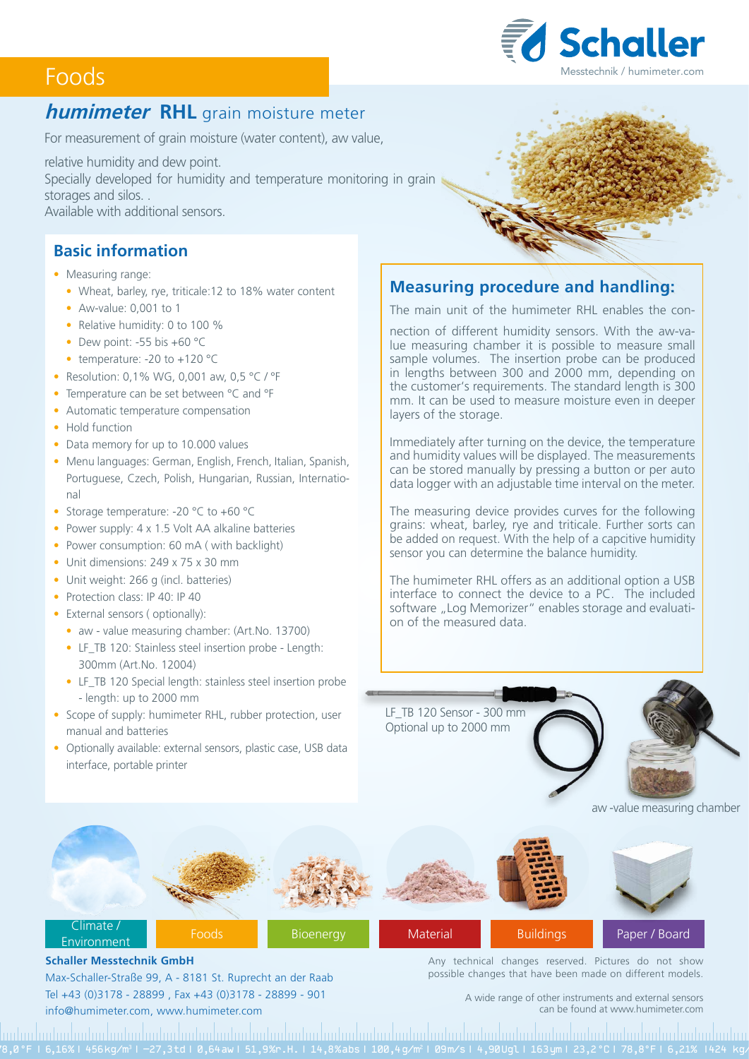# Foods

Schaller
Messtechnik / humimeter.com

## *humimeter* **RHL** grain moisture meter

For measurement of grain moisture (water content), aw value,

relative humidity and dew point.
Specially developed for humidity and temperature monitoring in grain storages and silos. .
Available with additional sensors.

### Basic information

- Measuring range:
  - Wheat, barley, rye, triticale:12 to 18% water content
  - Aw-value: 0,001 to 1
  - Relative humidity: 0 to 100 %
  - Dew point: -55 bis +60 °C
  - temperature: -20 to +120 °C
- Resolution: 0,1% WG, 0,001 aw, 0,5 °C / °F
- Temperature can be set between °C and °F
- Automatic temperature compensation
- Hold function
- Data memory for up to 10.000 values
- Menu languages: German, English, French, Italian, Spanish, Portuguese, Czech, Polish, Hungarian, Russian, International
- Storage temperature: -20 °C to +60 °C
- Power supply: 4 x 1.5 Volt AA alkaline batteries
- Power consumption: 60 mA ( with backlight)
- Unit dimensions: 249 x 75 x 30 mm
- Unit weight: 266 g (incl. batteries)
- Protection class: IP 40: IP 40
- External sensors ( optionally):
  - aw - value measuring chamber: (Art.No. 13700)
  - LF_TB 120: Stainless steel insertion probe - Length: 300mm (Art.No. 12004)
  - LF_TB 120 Special length: stainless steel insertion probe - length: up to 2000 mm
- Scope of supply: humimeter RHL, rubber protection, user manual and batteries
- Optionally available: external sensors, plastic case, USB data interface, portable printer

### Measuring procedure and handling:

The main unit of the humimeter RHL enables the connection of different humidity sensors. With the aw-value measuring chamber it is possible to measure small sample volumes. The insertion probe can be produced in lengths between 300 and 2000 mm, depending on the customer's requirements. The standard length is 300 mm. It can be used to measure moisture even in deeper layers of the storage.

Immediately after turning on the device, the temperature and humidity values will be displayed. The measurements can be stored manually by pressing a button or per auto data logger with an adjustable time interval on the meter.

The measuring device provides curves for the following grains: wheat, barley, rye and triticale. Further sorts can be added on request. With the help of a capcitive humidity sensor you can determine the balance humidity.

The humimeter RHL offers as an additional option a USB interface to connect the device to a PC. The included software „Log Memorizer" enables storage and evaluation of the measured data.

LF_TB 120 Sensor - 300 mm
Optional up to 2000 mm

aw -value measuring chamber

Climate / Environment | Foods | Bioenergy | Material | Buildings | Paper / Board

**Schaller Messtechnik GmbH**
Max-Schaller-Straße 99, A - 8181 St. Ruprecht an der Raab
Tel +43 (0)3178 - 28899 , Fax +43 (0)3178 - 28899 - 901
info@humimeter.com, www.humimeter.com

Any technical changes reserved. Pictures do not show possible changes that have been made on different models.

A wide range of other instruments and external sensors can be found at www.humimeter.com